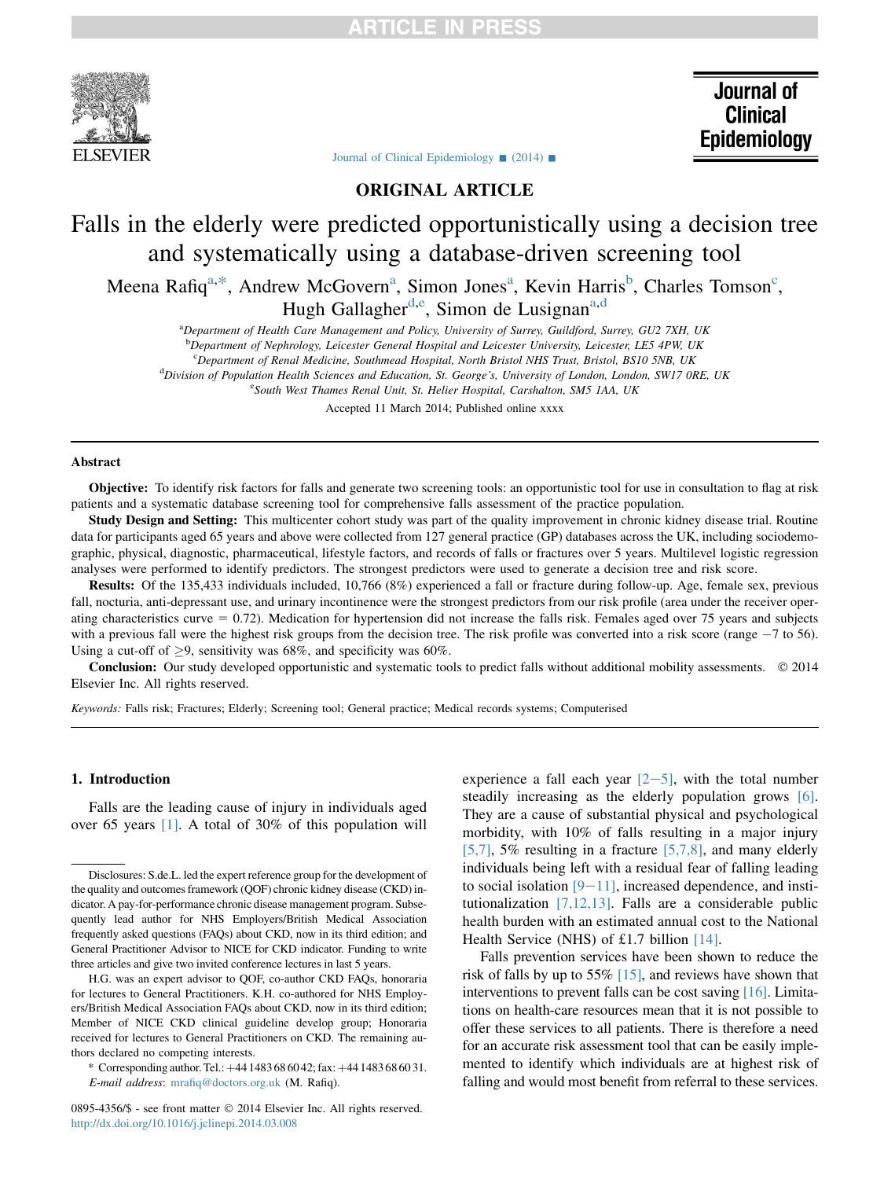ORIGINAL ARTICLE

# Falls in the elderly were predicted opportunistically using a decision tree and systematically using a database-driven screening tool

Meena Rafiq[a,*], Andrew McGovern[a], Simon Jones[a], Kevin Harris[b], Charles Tomson[c], Hugh Gallagher[d,e], Simon de Lusignan[a,d]

[a]Department of Health Care Management and Policy, University of Surrey, Guildford, Surrey, GU2 7XH, UK
[b]Department of Nephrology, Leicester General Hospital and Leicester University, Leicester, LE5 4PW, UK
[c]Department of Renal Medicine, Southmead Hospital, North Bristol NHS Trust, Bristol, BS10 5NB, UK
[d]Division of Population Health Sciences and Education, St. George's, University of London, London, SW17 0RE, UK
[e]South West Thames Renal Unit, St. Helier Hospital, Carshalton, SM5 1AA, UK

Accepted 11 March 2014; Published online xxxx

## Abstract

**Objective:** To identify risk factors for falls and generate two screening tools: an opportunistic tool for use in consultation to flag at risk patients and a systematic database screening tool for comprehensive falls assessment of the practice population.

**Study Design and Setting:** This multicenter cohort study was part of the quality improvement in chronic kidney disease trial. Routine data for participants aged 65 years and above were collected from 127 general practice (GP) databases across the UK, including sociodemographic, physical, diagnostic, pharmaceutical, lifestyle factors, and records of falls or fractures over 5 years. Multilevel logistic regression analyses were performed to identify predictors. The strongest predictors were used to generate a decision tree and risk score.

**Results:** Of the 135,433 individuals included, 10,766 (8%) experienced a fall or fracture during follow-up. Age, female sex, previous fall, nocturia, anti-depressant use, and urinary incontinence were the strongest predictors from our risk profile (area under the receiver operating characteristics curve = 0.72). Medication for hypertension did not increase the falls risk. Females aged over 75 years and subjects with a previous fall were the highest risk groups from the decision tree. The risk profile was converted into a risk score (range −7 to 56). Using a cut-off of ≥9, sensitivity was 68%, and specificity was 60%.

**Conclusion:** Our study developed opportunistic and systematic tools to predict falls without additional mobility assessments. © 2014 Elsevier Inc. All rights reserved.

*Keywords:* Falls risk; Fractures; Elderly; Screening tool; General practice; Medical records systems; Computerised

## 1. Introduction

Falls are the leading cause of injury in individuals aged over 65 years [1]. A total of 30% of this population will experience a fall each year [2–5], with the total number steadily increasing as the elderly population grows [6]. They are a cause of substantial physical and psychological morbidity, with 10% of falls resulting in a major injury [5,7], 5% resulting in a fracture [5,7,8], and many elderly individuals being left with a residual fear of falling leading to social isolation [9–11], increased dependence, and institutionalization [7,12,13]. Falls are a considerable public health burden with an estimated annual cost to the National Health Service (NHS) of £1.7 billion [14].

Falls prevention services have been shown to reduce the risk of falls by up to 55% [15], and reviews have shown that interventions to prevent falls can be cost saving [16]. Limitations on health-care resources mean that it is not possible to offer these services to all patients. There is therefore a need for an accurate risk assessment tool that can be easily implemented to identify which individuals are at highest risk of falling and would most benefit from referral to these services.

Disclosures: S.de.L. led the expert reference group for the development of the quality and outcomes framework (QOF) chronic kidney disease (CKD) indicator. A pay-for-performance chronic disease management program. Subsequently lead author for NHS Employers/British Medical Association frequently asked questions (FAQs) about CKD, now in its third edition; and General Practitioner Advisor to NICE for CKD indicator. Funding to write three articles and give two invited conference lectures in last 5 years.

H.G. was an expert advisor to QOF, co-author CKD FAQs, honoraria for lectures to General Practitioners. K.H. co-authored for NHS Employers/British Medical Association FAQs about CKD, now in its third edition; Member of NICE CKD clinical guideline develop group; Honoraria received for lectures to General Practitioners on CKD. The remaining authors declared no competing interests.

\* Corresponding author. Tel.: +44 1483 68 60 42; fax: +44 1483 68 60 31.
*E-mail address*: mrafiq@doctors.org.uk (M. Rafiq).

0895-4356/$ - see front matter © 2014 Elsevier Inc. All rights reserved.
http://dx.doi.org/10.1016/j.jclinepi.2014.03.008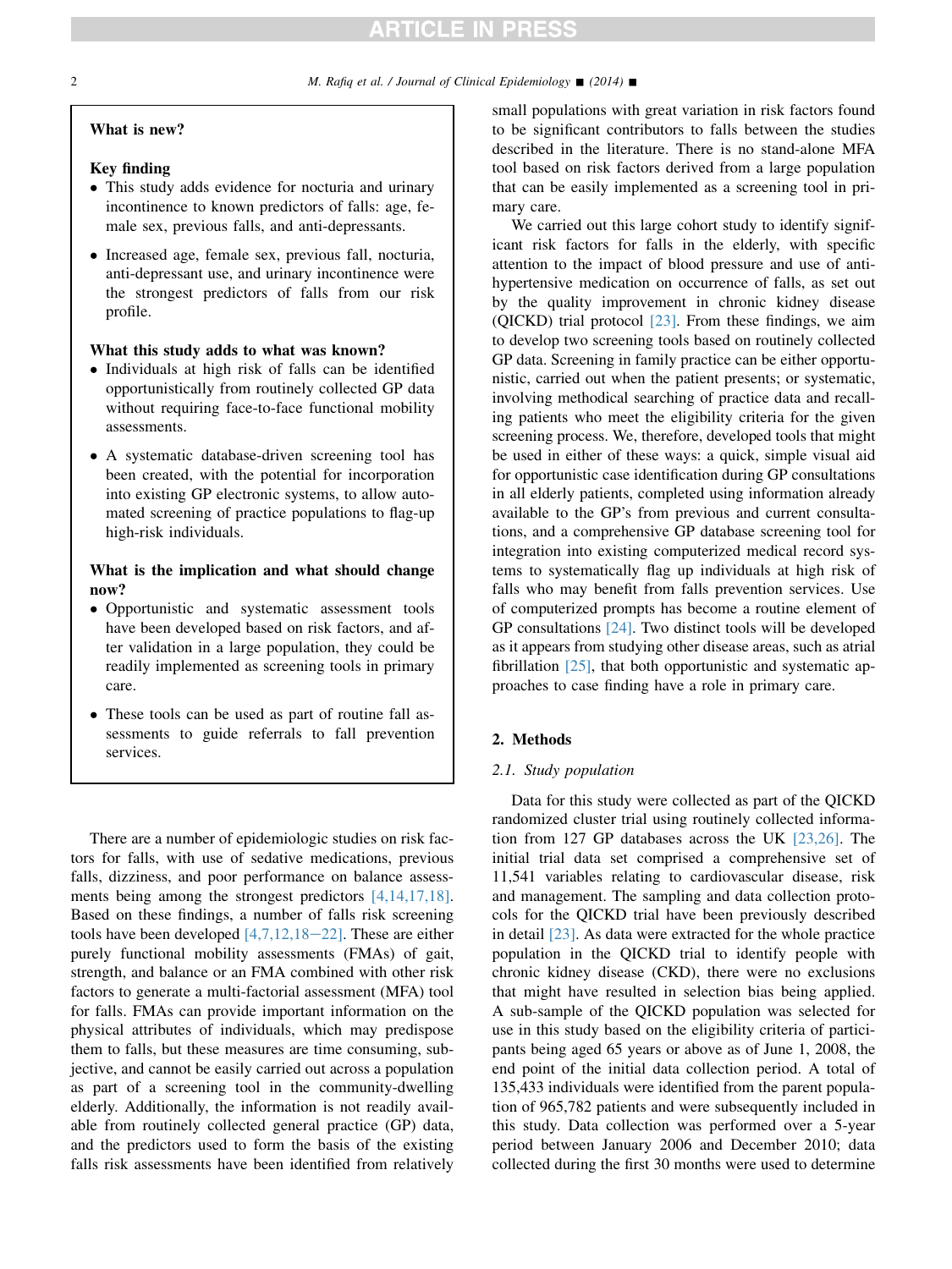**What is new?**

**Key finding**

- This study adds evidence for nocturia and urinary incontinence to known predictors of falls: age, female sex, previous falls, and anti-depressants.
- Increased age, female sex, previous fall, nocturia, anti-depressant use, and urinary incontinence were the strongest predictors of falls from our risk profile.

**What this study adds to what was known?**

- Individuals at high risk of falls can be identified opportunistically from routinely collected GP data without requiring face-to-face functional mobility assessments.
- A systematic database-driven screening tool has been created, with the potential for incorporation into existing GP electronic systems, to allow automated screening of practice populations to flag-up high-risk individuals.

**What is the implication and what should change now?**

- Opportunistic and systematic assessment tools have been developed based on risk factors, and after validation in a large population, they could be readily implemented as screening tools in primary care.
- These tools can be used as part of routine fall assessments to guide referrals to fall prevention services.

There are a number of epidemiologic studies on risk factors for falls, with use of sedative medications, previous falls, dizziness, and poor performance on balance assessments being among the strongest predictors [4,14,17,18]. Based on these findings, a number of falls risk screening tools have been developed [4,7,12,18–22]. These are either purely functional mobility assessments (FMAs) of gait, strength, and balance or an FMA combined with other risk factors to generate a multi-factorial assessment (MFA) tool for falls. FMAs can provide important information on the physical attributes of individuals, which may predispose them to falls, but these measures are time consuming, subjective, and cannot be easily carried out across a population as part of a screening tool in the community-dwelling elderly. Additionally, the information is not readily available from routinely collected general practice (GP) data, and the predictors used to form the basis of the existing falls risk assessments have been identified from relatively small populations with great variation in risk factors found to be significant contributors to falls between the studies described in the literature. There is no stand-alone MFA tool based on risk factors derived from a large population that can be easily implemented as a screening tool in primary care.

We carried out this large cohort study to identify significant risk factors for falls in the elderly, with specific attention to the impact of blood pressure and use of antihypertensive medication on occurrence of falls, as set out by the quality improvement in chronic kidney disease (QICKD) trial protocol [23]. From these findings, we aim to develop two screening tools based on routinely collected GP data. Screening in family practice can be either opportunistic, carried out when the patient presents; or systematic, involving methodical searching of practice data and recalling patients who meet the eligibility criteria for the given screening process. We, therefore, developed tools that might be used in either of these ways: a quick, simple visual aid for opportunistic case identification during GP consultations in all elderly patients, completed using information already available to the GP's from previous and current consultations, and a comprehensive GP database screening tool for integration into existing computerized medical record systems to systematically flag up individuals at high risk of falls who may benefit from falls prevention services. Use of computerized prompts has become a routine element of GP consultations [24]. Two distinct tools will be developed as it appears from studying other disease areas, such as atrial fibrillation [25], that both opportunistic and systematic approaches to case finding have a role in primary care.

## 2. Methods

### 2.1. Study population

Data for this study were collected as part of the QICKD randomized cluster trial using routinely collected information from 127 GP databases across the UK [23,26]. The initial trial data set comprised a comprehensive set of 11,541 variables relating to cardiovascular disease, risk and management. The sampling and data collection protocols for the QICKD trial have been previously described in detail [23]. As data were extracted for the whole practice population in the QICKD trial to identify people with chronic kidney disease (CKD), there were no exclusions that might have resulted in selection bias being applied. A sub-sample of the QICKD population was selected for use in this study based on the eligibility criteria of participants being aged 65 years or above as of June 1, 2008, the end point of the initial data collection period. A total of 135,433 individuals were identified from the parent population of 965,782 patients and were subsequently included in this study. Data collection was performed over a 5-year period between January 2006 and December 2010; data collected during the first 30 months were used to determine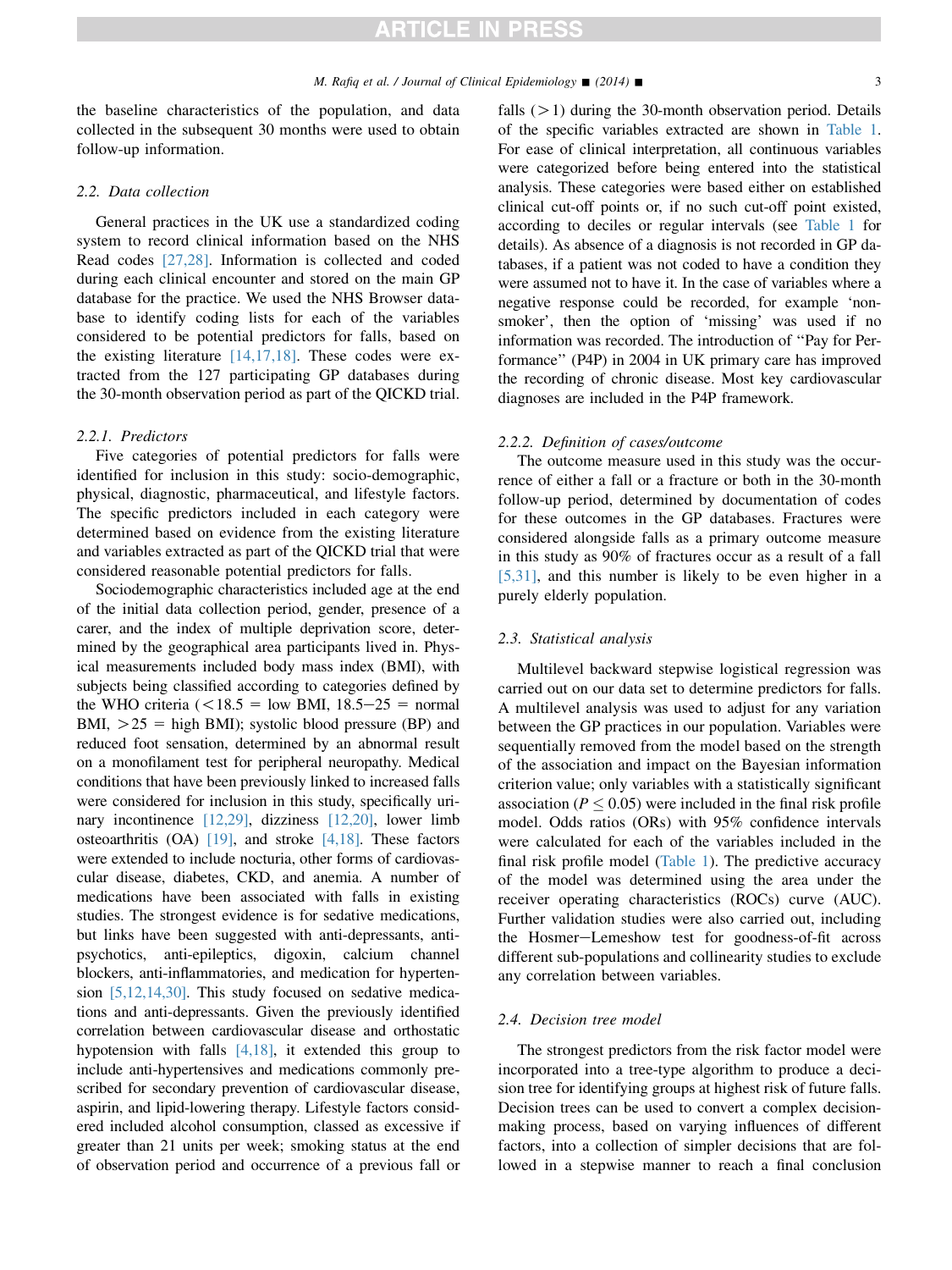the baseline characteristics of the population, and data collected in the subsequent 30 months were used to obtain follow-up information.

### 2.2. Data collection

General practices in the UK use a standardized coding system to record clinical information based on the NHS Read codes [27,28]. Information is collected and coded during each clinical encounter and stored on the main GP database for the practice. We used the NHS Browser database to identify coding lists for each of the variables considered to be potential predictors for falls, based on the existing literature [14,17,18]. These codes were extracted from the 127 participating GP databases during the 30-month observation period as part of the QICKD trial.

#### 2.2.1. Predictors

Five categories of potential predictors for falls were identified for inclusion in this study: socio-demographic, physical, diagnostic, pharmaceutical, and lifestyle factors. The specific predictors included in each category were determined based on evidence from the existing literature and variables extracted as part of the QICKD trial that were considered reasonable potential predictors for falls.

Sociodemographic characteristics included age at the end of the initial data collection period, gender, presence of a carer, and the index of multiple deprivation score, determined by the geographical area participants lived in. Physical measurements included body mass index (BMI), with subjects being classified according to categories defined by the WHO criteria ($<18.5$ = low BMI, $18.5-25$ = normal BMI, $>25$ = high BMI); systolic blood pressure (BP) and reduced foot sensation, determined by an abnormal result on a monofilament test for peripheral neuropathy. Medical conditions that have been previously linked to increased falls were considered for inclusion in this study, specifically urinary incontinence [12,29], dizziness [12,20], lower limb osteoarthritis (OA) [19], and stroke [4,18]. These factors were extended to include nocturia, other forms of cardiovascular disease, diabetes, CKD, and anemia. A number of medications have been associated with falls in existing studies. The strongest evidence is for sedative medications, but links have been suggested with anti-depressants, anti-psychotics, anti-epileptics, digoxin, calcium channel blockers, anti-inflammatories, and medication for hypertension [5,12,14,30]. This study focused on sedative medications and anti-depressants. Given the previously identified correlation between cardiovascular disease and orthostatic hypotension with falls [4,18], it extended this group to include anti-hypertensives and medications commonly prescribed for secondary prevention of cardiovascular disease, aspirin, and lipid-lowering therapy. Lifestyle factors considered included alcohol consumption, classed as excessive if greater than 21 units per week; smoking status at the end of observation period and occurrence of a previous fall or falls ($>1$) during the 30-month observation period. Details of the specific variables extracted are shown in Table 1. For ease of clinical interpretation, all continuous variables were categorized before being entered into the statistical analysis. These categories were based either on established clinical cut-off points or, if no such cut-off point existed, according to deciles or regular intervals (see Table 1 for details). As absence of a diagnosis is not recorded in GP databases, if a patient was not coded to have a condition they were assumed not to have it. In the case of variables where a negative response could be recorded, for example 'non-smoker', then the option of 'missing' was used if no information was recorded. The introduction of "Pay for Performance" (P4P) in 2004 in UK primary care has improved the recording of chronic disease. Most key cardiovascular diagnoses are included in the P4P framework.

#### 2.2.2. Definition of cases/outcome

The outcome measure used in this study was the occurrence of either a fall or a fracture or both in the 30-month follow-up period, determined by documentation of codes for these outcomes in the GP databases. Fractures were considered alongside falls as a primary outcome measure in this study as 90% of fractures occur as a result of a fall [5,31], and this number is likely to be even higher in a purely elderly population.

### 2.3. Statistical analysis

Multilevel backward stepwise logistic regression was carried out on our data set to determine predictors for falls. A multilevel analysis was used to adjust for any variation between the GP practices in our population. Variables were sequentially removed from the model based on the strength of the association and impact on the Bayesian information criterion value; only variables with a statistically significant association ($P \leq 0.05$) were included in the final risk profile model. Odds ratios (ORs) with 95% confidence intervals were calculated for each of the variables included in the final risk profile model (Table 1). The predictive accuracy of the model was determined using the area under the receiver operating characteristics (ROCs) curve (AUC). Further validation studies were also carried out, including the Hosmer–Lemeshow test for goodness-of-fit across different sub-populations and collinearity studies to exclude any correlation between variables.

### 2.4. Decision tree model

The strongest predictors from the risk factor model were incorporated into a tree-type algorithm to produce a decision tree for identifying groups at highest risk of future falls. Decision trees can be used to convert a complex decision-making process, based on varying influences of different factors, into a collection of simpler decisions that are followed in a stepwise manner to reach a final conclusion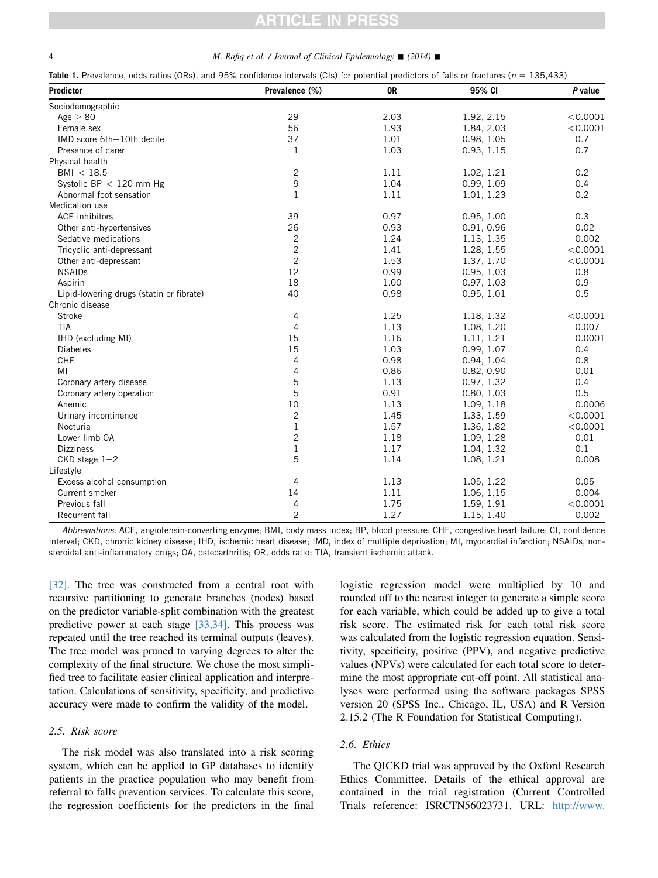**Table 1.** Prevalence, odds ratios (ORs), and 95% confidence intervals (CIs) for potential predictors of falls or fractures ($n$ = 135,433)

| Predictor | Prevalence (%) | OR | 95% CI | P value |
|---|---|---|---|---|
| Sociodemographic | | | | |
| Age ≥ 80 | 29 | 2.03 | 1.92, 2.15 | <0.0001 |
| Female sex | 56 | 1.93 | 1.84, 2.03 | <0.0001 |
| IMD score 6th–10th decile | 37 | 1.01 | 0.98, 1.05 | 0.7 |
| Presence of carer | 1 | 1.03 | 0.93, 1.15 | 0.7 |
| Physical health | | | | |
| BMI < 18.5 | 2 | 1.11 | 1.02, 1.21 | 0.2 |
| Systolic BP < 120 mm Hg | 9 | 1.04 | 0.99, 1.09 | 0.4 |
| Abnormal foot sensation | 1 | 1.11 | 1.01, 1.23 | 0.2 |
| Medication use | | | | |
| ACE inhibitors | 39 | 0.97 | 0.95, 1.00 | 0.3 |
| Other anti-hypertensives | 26 | 0.93 | 0.91, 0.96 | 0.02 |
| Sedative medications | 2 | 1.24 | 1.13, 1.35 | 0.002 |
| Tricyclic anti-depressant | 2 | 1.41 | 1.28, 1.55 | <0.0001 |
| Other anti-depressant | 2 | 1.53 | 1.37, 1.70 | <0.0001 |
| NSAIDs | 12 | 0.99 | 0.95, 1.03 | 0.8 |
| Aspirin | 18 | 1.00 | 0.97, 1.03 | 0.9 |
| Lipid-lowering drugs (statin or fibrate) | 40 | 0.98 | 0.95, 1.01 | 0.5 |
| Chronic disease | | | | |
| Stroke | 4 | 1.25 | 1.18, 1.32 | <0.0001 |
| TIA | 4 | 1.13 | 1.08, 1.20 | 0.007 |
| IHD (excluding MI) | 15 | 1.16 | 1.11, 1.21 | 0.0001 |
| Diabetes | 15 | 1.03 | 0.99, 1.07 | 0.4 |
| CHF | 4 | 0.98 | 0.94, 1.04 | 0.8 |
| MI | 4 | 0.86 | 0.82, 0.90 | 0.01 |
| Coronary artery disease | 5 | 1.13 | 0.97, 1.32 | 0.4 |
| Coronary artery operation | 5 | 0.91 | 0.80, 1.03 | 0.5 |
| Anemic | 10 | 1.13 | 1.09, 1.18 | 0.0006 |
| Urinary incontinence | 2 | 1.45 | 1.33, 1.59 | <0.0001 |
| Nocturia | 1 | 1.57 | 1.36, 1.82 | <0.0001 |
| Lower limb OA | 2 | 1.18 | 1.09, 1.28 | 0.01 |
| Dizziness | 1 | 1.17 | 1.04, 1.32 | 0.1 |
| CKD stage 1–2 | 5 | 1.14 | 1.08, 1.21 | 0.008 |
| Lifestyle | | | | |
| Excess alcohol consumption | 4 | 1.13 | 1.05, 1.22 | 0.05 |
| Current smoker | 14 | 1.11 | 1.06, 1.15 | 0.004 |
| Previous fall | 4 | 1.75 | 1.59, 1.91 | <0.0001 |
| Recurrent fall | 2 | 1.27 | 1.15, 1.40 | 0.002 |

*Abbreviations*: ACE, angiotensin-converting enzyme; BMI, body mass index; BP, blood pressure; CHF, congestive heart failure; CI, confidence interval; CKD, chronic kidney disease; IHD, ischemic heart disease; IMD, index of multiple deprivation; MI, myocardial infarction; NSAIDs, non-steroidal anti-inflammatory drugs; OA, osteoarthritis; OR, odds ratio; TIA, transient ischemic attack.

[32]. The tree was constructed from a central root with recursive partitioning to generate branches (nodes) based on the predictor variable-split combination with the greatest predictive power at each stage [33,34]. This process was repeated until the tree reached its terminal outputs (leaves). The tree model was pruned to varying degrees to alter the complexity of the final structure. We chose the most simplified tree to facilitate easier clinical application and interpretation. Calculations of sensitivity, specificity, and predictive accuracy were made to confirm the validity of the model.

### 2.5. Risk score

The risk model was also translated into a risk scoring system, which can be applied to GP databases to identify patients in the practice population who may benefit from referral to falls prevention services. To calculate this score, the regression coefficients for the predictors in the final logistic regression model were multiplied by 10 and rounded off to the nearest integer to generate a simple score for each variable, which could be added up to give a total risk score. The estimated risk for each total risk score was calculated from the logistic regression equation. Sensitivity, specificity, positive (PPV), and negative predictive values (NPVs) were calculated for each total score to determine the most appropriate cut-off point. All statistical analyses were performed using the software packages SPSS version 20 (SPSS Inc., Chicago, IL, USA) and R Version 2.15.2 (The R Foundation for Statistical Computing).

### 2.6. Ethics

The QICKD trial was approved by the Oxford Research Ethics Committee. Details of the ethical approval are contained in the trial registration (Current Controlled Trials reference: ISRCTN56023731. URL: http://www.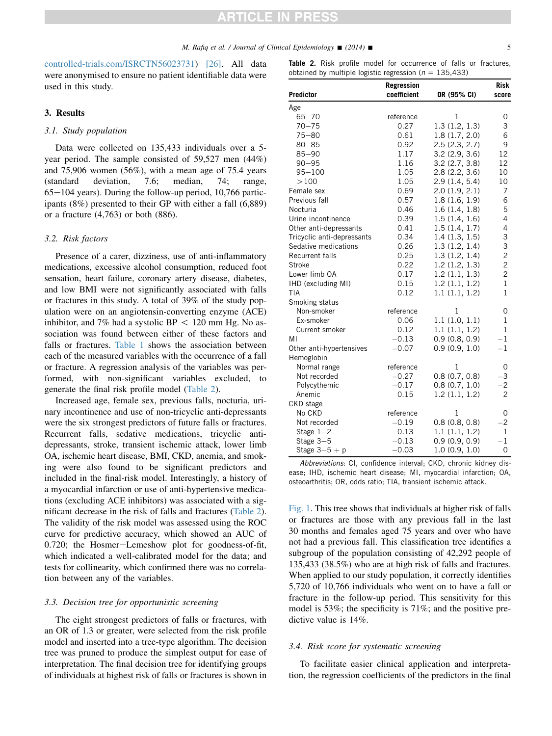controlled-trials.com/ISRCTN56023731) [26]. All data were anonymised to ensure no patient identifiable data were used in this study.

## 3. Results

### 3.1. Study population

Data were collected on 135,433 individuals over a 5-year period. The sample consisted of 59,527 men (44%) and 75,906 women (56%), with a mean age of 75.4 years (standard deviation, 7.6; median, 74; range, 65−104 years). During the follow-up period, 10,766 participants (8%) presented to their GP with either a fall (6,889) or a fracture (4,763) or both (886).

### 3.2. Risk factors

Presence of a carer, dizziness, use of anti-inflammatory medications, excessive alcohol consumption, reduced foot sensation, heart failure, coronary artery disease, diabetes, and low BMI were not significantly associated with falls or fractures in this study. A total of 39% of the study population were on an angiotensin-converting enzyme (ACE) inhibitor, and 7% had a systolic BP < 120 mm Hg. No association was found between either of these factors and falls or fractures. Table 1 shows the association between each of the measured variables with the occurrence of a fall or fracture. A regression analysis of the variables was performed, with non-significant variables excluded, to generate the final risk profile model (Table 2).

Increased age, female sex, previous falls, nocturia, urinary incontinence and use of non-tricyclic anti-depressants were the six strongest predictors of future falls or fractures. Recurrent falls, sedative medications, tricyclic anti-depressants, stroke, transient ischemic attack, lower limb OA, ischemic heart disease, BMI, CKD, anemia, and smoking were also found to be significant predictors and included in the final-risk model. Interestingly, a history of a myocardial infarction or use of anti-hypertensive medications (excluding ACE inhibitors) was associated with a significant decrease in the risk of falls and fractures (Table 2). The validity of the risk model was assessed using the ROC curve for predictive accuracy, which showed an AUC of 0.720; the Hosmer−Lemeshow plot for goodness-of-fit, which indicated a well-calibrated model for the data; and tests for collinearity, which confirmed there was no correlation between any of the variables.

**Table 2.** Risk profile model for occurrence of falls or fractures, obtained by multiple logistic regression ($n$ = 135,433)

| Predictor | Regression coefficient | OR (95% CI) | Risk score |
|---|---|---|---|
| Age | | | |
| 65−70 | reference | 1 | 0 |
| 70−75 | 0.27 | 1.3 (1.2, 1.3) | 3 |
| 75−80 | 0.61 | 1.8 (1.7, 2.0) | 6 |
| 80−85 | 0.92 | 2.5 (2.3, 2.7) | 9 |
| 85−90 | 1.17 | 3.2 (2.9, 3.6) | 12 |
| 90−95 | 1.16 | 3.2 (2.7, 3.8) | 12 |
| 95−100 | 1.05 | 2.8 (2.2, 3.6) | 10 |
| >100 | 1.05 | 2.9 (1.4, 5.4) | 10 |
| Female sex | 0.69 | 2.0 (1.9, 2.1) | 7 |
| Previous fall | 0.57 | 1.8 (1.6, 1.9) | 6 |
| Nocturia | 0.46 | 1.6 (1.4, 1.8) | 5 |
| Urine incontinence | 0.39 | 1.5 (1.4, 1.6) | 4 |
| Other anti-depressants | 0.41 | 1.5 (1.4, 1.7) | 4 |
| Tricyclic anti-depressants | 0.34 | 1.4 (1.3, 1.5) | 3 |
| Sedative medications | 0.26 | 1.3 (1.2, 1.4) | 3 |
| Recurrent falls | 0.25 | 1.3 (1.2, 1.4) | 2 |
| Stroke | 0.22 | 1.2 (1.2, 1.3) | 2 |
| Lower limb OA | 0.17 | 1.2 (1.1, 1.3) | 2 |
| IHD (excluding MI) | 0.15 | 1.2 (1.1, 1.2) | 1 |
| TIA | 0.12 | 1.1 (1.1, 1.2) | 1 |
| Smoking status | | | |
| Non-smoker | reference | 1 | 0 |
| Ex-smoker | 0.06 | 1.1 (1.0, 1.1) | 1 |
| Current smoker | 0.12 | 1.1 (1.1, 1.2) | 1 |
| MI | −0.13 | 0.9 (0.8, 0.9) | −1 |
| Other anti-hypertensives | −0.07 | 0.9 (0.9, 1.0) | −1 |
| Hemoglobin | | | |
| Normal range | reference | 1 | 0 |
| Not recorded | −0.27 | 0.8 (0.7, 0.8) | −3 |
| Polycythemic | −0.17 | 0.8 (0.7, 1.0) | −2 |
| Anemic | 0.15 | 1.2 (1.1, 1.2) | 2 |
| CKD stage | | | |
| No CKD | reference | 1 | 0 |
| Not recorded | −0.19 | 0.8 (0.8, 0.8) | −2 |
| Stage 1−2 | 0.13 | 1.1 (1.1, 1.2) | 1 |
| Stage 3−5 | −0.13 | 0.9 (0.9, 0.9) | −1 |
| Stage 3−5 + p | −0.03 | 1.0 (0.9, 1.0) | 0 |

*Abbreviations*: CI, confidence interval; CKD, chronic kidney disease; IHD, ischemic heart disease; MI, myocardial infarction; OA, osteoarthritis; OR, odds ratio; TIA, transient ischemic attack.

### 3.3. Decision tree for opportunistic screening

The eight strongest predictors of falls or fractures, with an OR of 1.3 or greater, were selected from the risk profile model and inserted into a tree-type algorithm. The decision tree was pruned to produce the simplest output for ease of interpretation. The final decision tree for identifying groups of individuals at highest risk of falls or fractures is shown in Fig. 1. This tree shows that individuals at higher risk of falls or fractures are those with any previous fall in the last 30 months and females aged 75 years and over who have not had a previous fall. This classification tree identifies a subgroup of the population consisting of 42,292 people of 135,433 (38.5%) who are at high risk of falls and fractures. When applied to our study population, it correctly identifies 5,720 of 10,766 individuals who went on to have a fall or fracture in the follow-up period. This sensitivity for this model is 53%; the specificity is 71%; and the positive predictive value is 14%.

### 3.4. Risk score for systematic screening

To facilitate easier clinical application and interpretation, the regression coefficients of the predictors in the final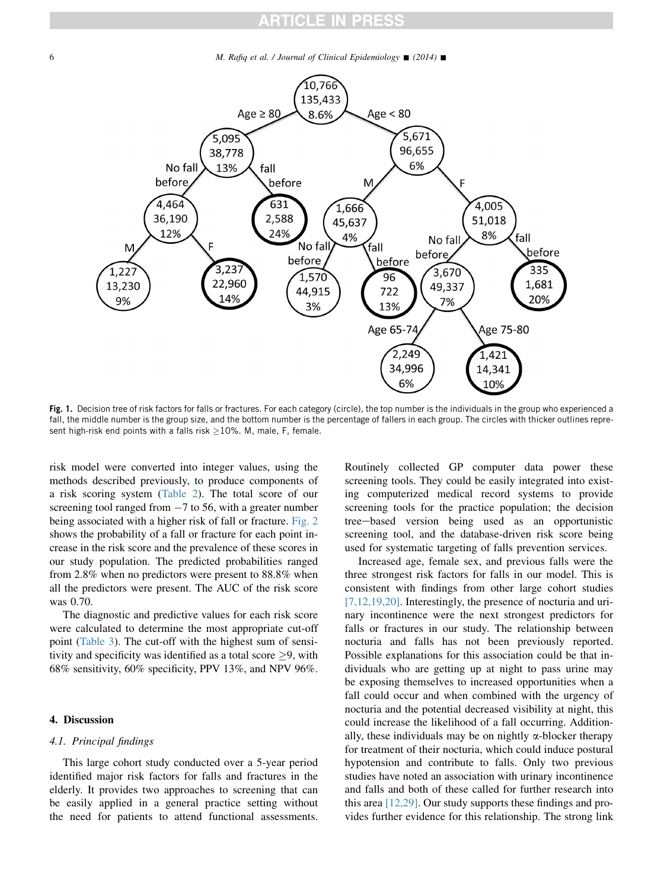**Fig. 1.** Decision tree of risk factors for falls or fractures. For each category (circle), the top number is the individuals in the group who experienced a fall, the middle number is the group size, and the bottom number is the percentage of fallers in each group. The circles with thicker outlines represent high-risk end points with a falls risk ≥10%. M, male, F, female.

risk model were converted into integer values, using the methods described previously, to produce components of a risk scoring system (Table 2). The total score of our screening tool ranged from −7 to 56, with a greater number being associated with a higher risk of fall or fracture. Fig. 2 shows the probability of a fall or fracture for each point increase in the risk score and the prevalence of these scores in our study population. The predicted probabilities ranged from 2.8% when no predictors were present to 88.8% when all the predictors were present. The AUC of the risk score was 0.70.

The diagnostic and predictive values for each risk score were calculated to determine the most appropriate cut-off point (Table 3). The cut-off with the highest sum of sensitivity and specificity was identified as a total score ≥9, with 68% sensitivity, 60% specificity, PPV 13%, and NPV 96%.

## 4. Discussion

### 4.1. Principal findings

This large cohort study conducted over a 5-year period identified major risk factors for falls and fractures in the elderly. It provides two approaches to screening that can be easily applied in a general practice setting without the need for patients to attend functional assessments. Routinely collected GP computer data power these screening tools. They could be easily integrated into existing computerized medical record systems to provide screening tools for the practice population; the decision tree–based version being used as an opportunistic screening tool, and the database-driven risk score being used for systematic targeting of falls prevention services.

Increased age, female sex, and previous falls were the three strongest risk factors for falls in our model. This is consistent with findings from other large cohort studies [7,12,19,20]. Interestingly, the presence of nocturia and urinary incontinence were the next strongest predictors for falls or fractures in our study. The relationship between nocturia and falls has not been previously reported. Possible explanations for this association could be that individuals who are getting up at night to pass urine may be exposing themselves to increased opportunities when a fall could occur and when combined with the urgency of nocturia and the potential decreased visibility at night, this could increase the likelihood of a fall occurring. Additionally, these individuals may be on nightly $\alpha$-blocker therapy for treatment of their nocturia, which could induce postural hypotension and contribute to falls. Only two previous studies have noted an association with urinary incontinence and falls and both of these called for further research into this area [12,29]. Our study supports these findings and provides further evidence for this relationship. The strong link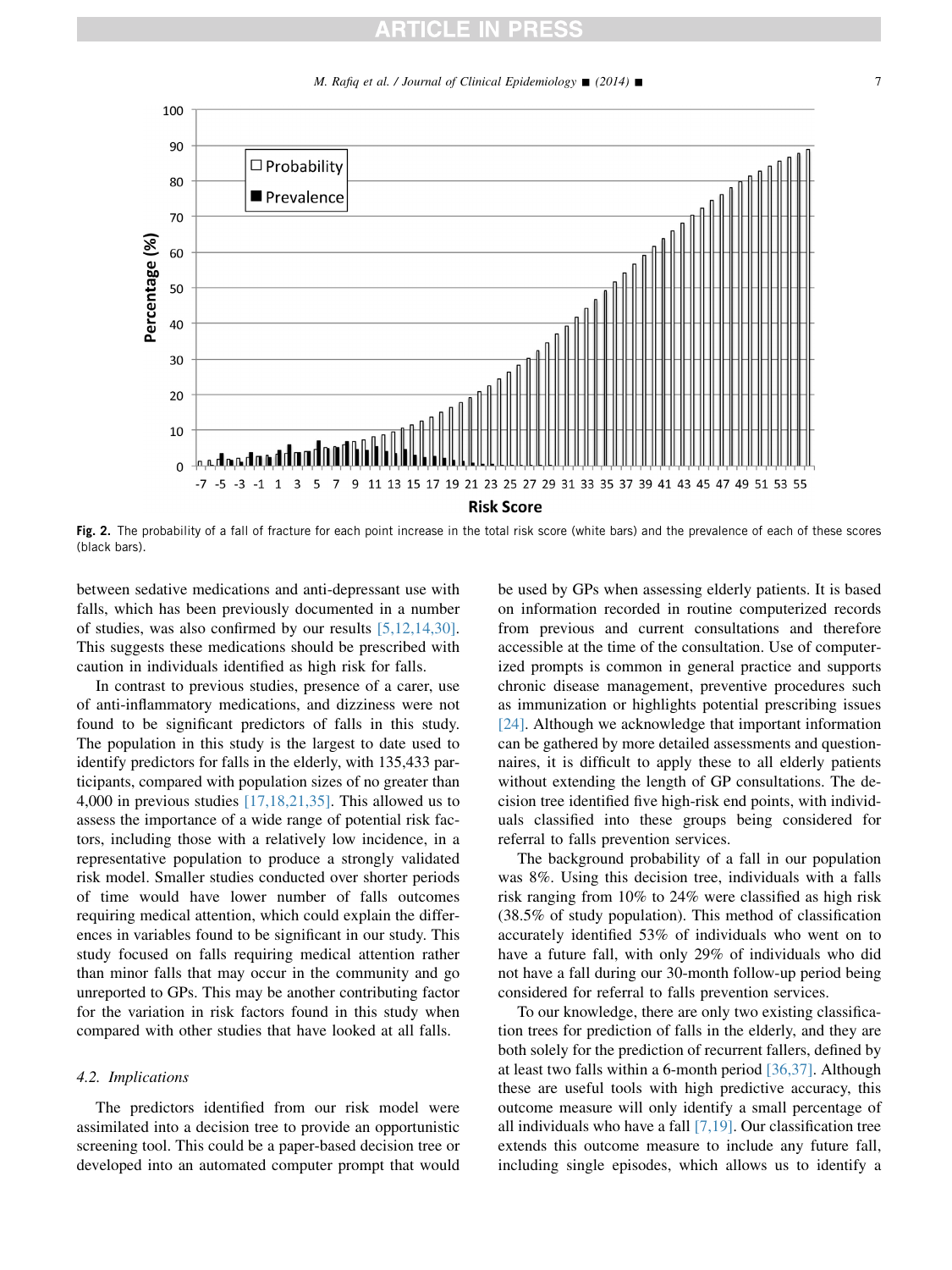Fig. 2. The probability of a fall of fracture for each point increase in the total risk score (white bars) and the prevalence of each of these scores (black bars).

between sedative medications and anti-depressant use with falls, which has been previously documented in a number of studies, was also confirmed by our results [5,12,14,30]. This suggests these medications should be prescribed with caution in individuals identified as high risk for falls.

In contrast to previous studies, presence of a carer, use of anti-inflammatory medications, and dizziness were not found to be significant predictors of falls in this study. The population in this study is the largest to date used to identify predictors for falls in the elderly, with 135,433 participants, compared with population sizes of no greater than 4,000 in previous studies [17,18,21,35]. This allowed us to assess the importance of a wide range of potential risk factors, including those with a relatively low incidence, in a representative population to produce a strongly validated risk model. Smaller studies conducted over shorter periods of time would have lower number of falls outcomes requiring medical attention, which could explain the differences in variables found to be significant in our study. This study focused on falls requiring medical attention rather than minor falls that may occur in the community and go unreported to GPs. This may be another contributing factor for the variation in risk factors found in this study when compared with other studies that have looked at all falls.

### 4.2. Implications

The predictors identified from our risk model were assimilated into a decision tree to provide an opportunistic screening tool. This could be a paper-based decision tree or developed into an automated computer prompt that would be used by GPs when assessing elderly patients. It is based on information recorded in routine computerized records from previous and current consultations and therefore accessible at the time of the consultation. Use of computerized prompts is common in general practice and supports chronic disease management, preventive procedures such as immunization or highlights potential prescribing issues [24]. Although we acknowledge that important information can be gathered by more detailed assessments and questionnaires, it is difficult to apply these to all elderly patients without extending the length of GP consultations. The decision tree identified five high-risk end points, with individuals classified into these groups being considered for referral to falls prevention services.

The background probability of a fall in our population was 8%. Using this decision tree, individuals with a falls risk ranging from 10% to 24% were classified as high risk (38.5% of study population). This method of classification accurately identified 53% of individuals who went on to have a future fall, with only 29% of individuals who did not have a fall during our 30-month follow-up period being considered for referral to falls prevention services.

To our knowledge, there are only two existing classification trees for prediction of falls in the elderly, and they are both solely for the prediction of recurrent fallers, defined by at least two falls within a 6-month period [36,37]. Although these are useful tools with high predictive accuracy, this outcome measure will only identify a small percentage of all individuals who have a fall [7,19]. Our classification tree extends this outcome measure to include any future fall, including single episodes, which allows us to identify a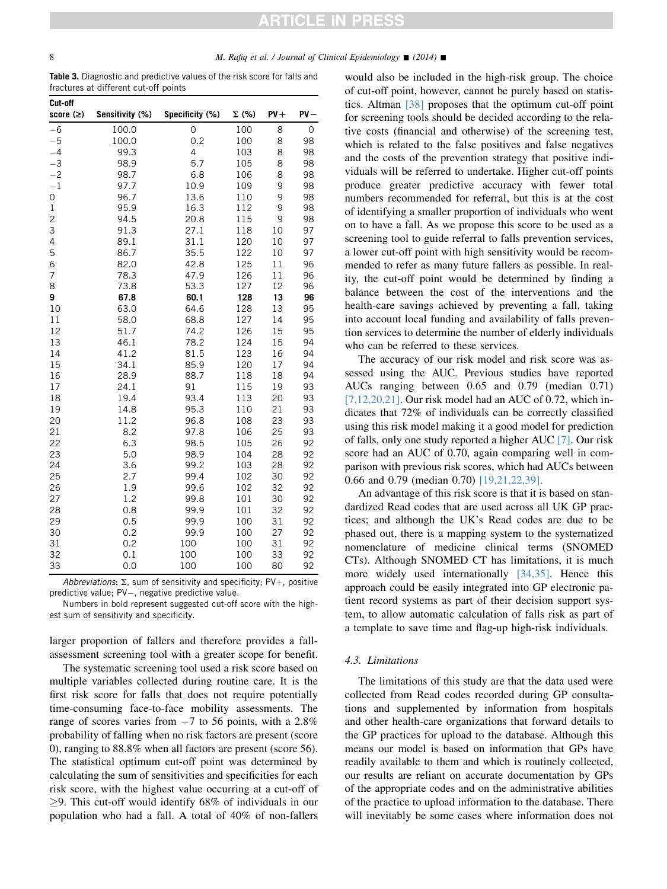**Table 3.** Diagnostic and predictive values of the risk score for falls and fractures at different cut-off points

| Cut-off score (≥) | Sensitivity (%) | Specificity (%) | Σ (%) | PV+ | PV− |
|---|---|---|---|---|---|
| −6 | 100.0 | 0 | 100 | 8 | 0 |
| −5 | 100.0 | 0.2 | 100 | 8 | 98 |
| −4 | 99.3 | 4 | 103 | 8 | 98 |
| −3 | 98.9 | 5.7 | 105 | 8 | 98 |
| −2 | 98.7 | 6.8 | 106 | 8 | 98 |
| −1 | 97.7 | 10.9 | 109 | 9 | 98 |
| 0 | 96.7 | 13.6 | 110 | 9 | 98 |
| 1 | 95.9 | 16.3 | 112 | 9 | 98 |
| 2 | 94.5 | 20.8 | 115 | 9 | 98 |
| 3 | 91.3 | 27.1 | 118 | 10 | 97 |
| 4 | 89.1 | 31.1 | 120 | 10 | 97 |
| 5 | 86.7 | 35.5 | 122 | 10 | 97 |
| 6 | 82.0 | 42.8 | 125 | 11 | 96 |
| 7 | 78.3 | 47.9 | 126 | 11 | 96 |
| 8 | 73.8 | 53.3 | 127 | 12 | 96 |
| **9** | **67.8** | **60.1** | **128** | **13** | **96** |
| 10 | 63.0 | 64.6 | 128 | 13 | 95 |
| 11 | 58.0 | 68.8 | 127 | 14 | 95 |
| 12 | 51.7 | 74.2 | 126 | 15 | 95 |
| 13 | 46.1 | 78.2 | 124 | 15 | 94 |
| 14 | 41.2 | 81.5 | 123 | 16 | 94 |
| 15 | 34.1 | 85.9 | 120 | 17 | 94 |
| 16 | 28.9 | 88.7 | 118 | 18 | 94 |
| 17 | 24.1 | 91 | 115 | 19 | 93 |
| 18 | 19.4 | 93.4 | 113 | 20 | 93 |
| 19 | 14.8 | 95.3 | 110 | 21 | 93 |
| 20 | 11.2 | 96.8 | 108 | 23 | 93 |
| 21 | 8.2 | 97.8 | 106 | 25 | 93 |
| 22 | 6.3 | 98.5 | 105 | 26 | 92 |
| 23 | 5.0 | 98.9 | 104 | 28 | 92 |
| 24 | 3.6 | 99.2 | 103 | 28 | 92 |
| 25 | 2.7 | 99.4 | 102 | 30 | 92 |
| 26 | 1.9 | 99.6 | 102 | 32 | 92 |
| 27 | 1.2 | 99.8 | 101 | 30 | 92 |
| 28 | 0.8 | 99.9 | 101 | 32 | 92 |
| 29 | 0.5 | 99.9 | 100 | 31 | 92 |
| 30 | 0.2 | 99.9 | 100 | 27 | 92 |
| 31 | 0.2 | 100 | 100 | 31 | 92 |
| 32 | 0.1 | 100 | 100 | 33 | 92 |
| 33 | 0.0 | 100 | 100 | 80 | 92 |

*Abbreviations*: Σ, sum of sensitivity and specificity; PV+, positive predictive value; PV−, negative predictive value.

Numbers in bold represent suggested cut-off score with the highest sum of sensitivity and specificity.

larger proportion of fallers and therefore provides a fall-assessment screening tool with a greater scope for benefit.

The systematic screening tool used a risk score based on multiple variables collected during routine care. It is the first risk score for falls that does not require potentially time-consuming face-to-face mobility assessments. The range of scores varies from −7 to 56 points, with a 2.8% probability of falling when no risk factors are present (score 0), ranging to 88.8% when all factors are present (score 56). The statistical optimum cut-off point was determined by calculating the sum of sensitivities and specificities for each risk score, with the highest value occurring at a cut-off of ≥9. This cut-off would identify 68% of individuals in our population who had a fall. A total of 40% of non-fallers would also be included in the high-risk group. The choice of cut-off point, however, cannot be purely based on statistics. Altman [38] proposes that the optimum cut-off point for screening tools should be decided according to the relative costs (financial and otherwise) of the screening test, which is related to the false positives and false negatives and the costs of the prevention strategy that positive individuals will be referred to undertake. Higher cut-off points produce greater predictive accuracy with fewer total numbers recommended for referral, but this is at the cost of identifying a smaller proportion of individuals who went on to have a fall. As we propose this score to be used as a screening tool to guide referral to falls prevention services, a lower cut-off point with high sensitivity would be recommended to refer as many future fallers as possible. In reality, the cut-off point would be determined by finding a balance between the cost of the interventions and the health-care savings achieved by preventing a fall, taking into account local funding and availability of falls prevention services to determine the number of elderly individuals who can be referred to these services.

The accuracy of our risk model and risk score was assessed using the AUC. Previous studies have reported AUCs ranging between 0.65 and 0.79 (median 0.71) [7,12,20,21]. Our risk model had an AUC of 0.72, which indicates that 72% of individuals can be correctly classified using this risk model making it a good model for prediction of falls, only one study reported a higher AUC [7]. Our risk score had an AUC of 0.70, again comparing well in comparison with previous risk scores, which had AUCs between 0.66 and 0.79 (median 0.70) [19,21,22,39].

An advantage of this risk score is that it is based on standardized Read codes that are used across all UK GP practices; and although the UK's Read codes are due to be phased out, there is a mapping system to the systematized nomenclature of medicine clinical terms (SNOMED CTs). Although SNOMED CT has limitations, it is much more widely used internationally [34,35]. Hence this approach could be easily integrated into GP electronic patient record systems as part of their decision support system, to allow automatic calculation of falls risk as part of a template to save time and flag-up high-risk individuals.

### 4.3. Limitations

The limitations of this study are that the data used were collected from Read codes recorded during GP consultations and supplemented by information from hospitals and other health-care organizations that forward details to the GP practices for upload to the database. Although this means our model is based on information that GPs have readily available to them and which is routinely collected, our results are reliant on accurate documentation by GPs of the appropriate codes and on the administrative abilities of the practice to upload information to the database. There will inevitably be some cases where information does not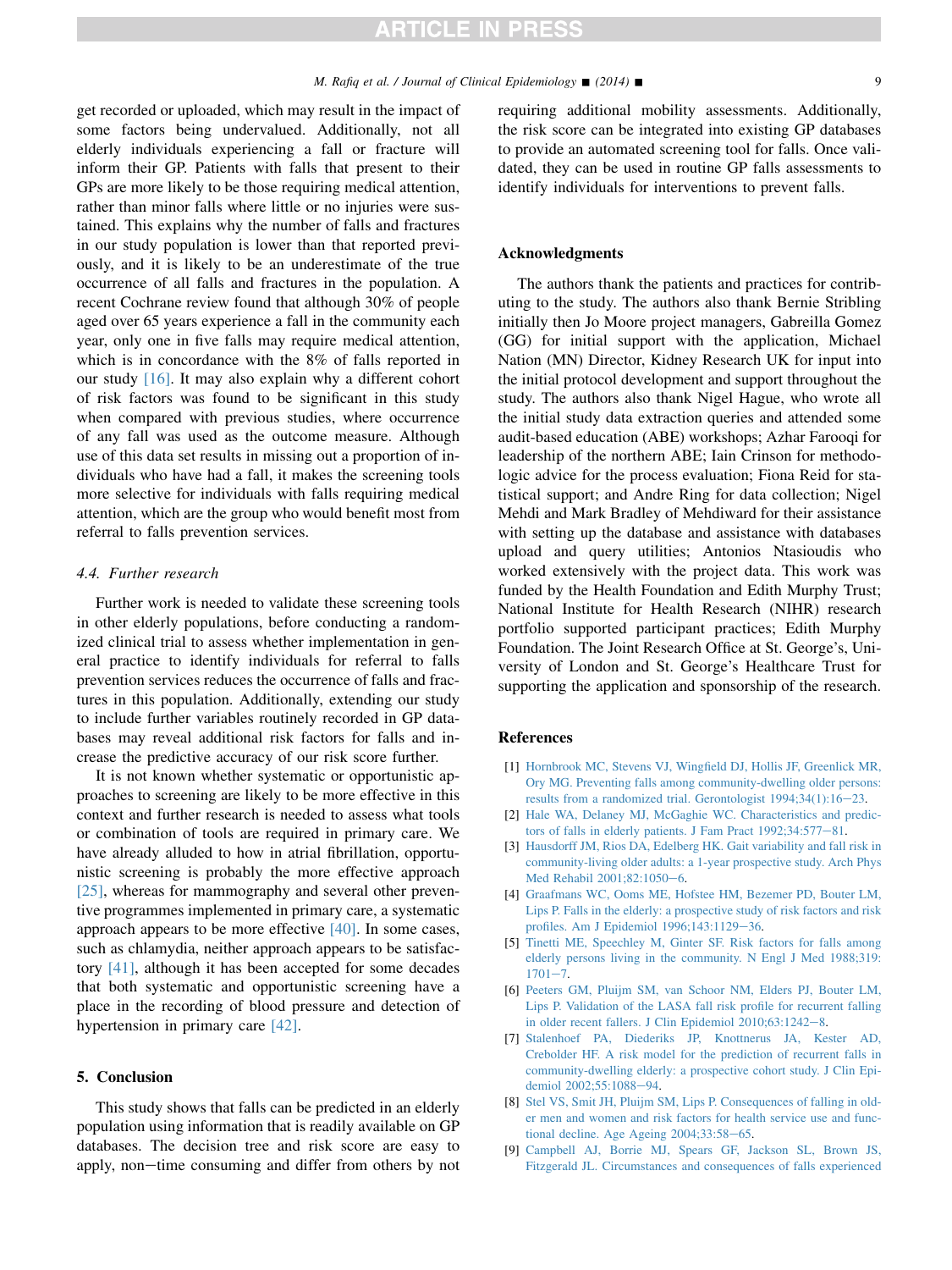get recorded or uploaded, which may result in the impact of some factors being undervalued. Additionally, not all elderly individuals experiencing a fall or fracture will inform their GP. Patients with falls that present to their GPs are more likely to be those requiring medical attention, rather than minor falls where little or no injuries were sustained. This explains why the number of falls and fractures in our study population is lower than that reported previously, and it is likely to be an underestimate of the true occurrence of all falls and fractures in the population. A recent Cochrane review found that although 30% of people aged over 65 years experience a fall in the community each year, only one in five falls may require medical attention, which is in concordance with the 8% of falls reported in our study [16]. It may also explain why a different cohort of risk factors was found to be significant in this study when compared with previous studies, where occurrence of any fall was used as the outcome measure. Although use of this data set results in missing out a proportion of individuals who have had a fall, it makes the screening tools more selective for individuals with falls requiring medical attention, which are the group who would benefit most from referral to falls prevention services.

### 4.4. Further research

Further work is needed to validate these screening tools in other elderly populations, before conducting a randomized clinical trial to assess whether implementation in general practice to identify individuals for referral to falls prevention services reduces the occurrence of falls and fractures in this population. Additionally, extending our study to include further variables routinely recorded in GP databases may reveal additional risk factors for falls and increase the predictive accuracy of our risk score further.

It is not known whether systematic or opportunistic approaches to screening are likely to be more effective in this context and further research is needed to assess what tools or combination of tools are required in primary care. We have already alluded to how in atrial fibrillation, opportunistic screening is probably the more effective approach [25], whereas for mammography and several other preventive programmes implemented in primary care, a systematic approach appears to be more effective [40]. In some cases, such as chlamydia, neither approach appears to be satisfactory [41], although it has been accepted for some decades that both systematic and opportunistic screening have a place in the recording of blood pressure and detection of hypertension in primary care [42].

## 5. Conclusion

This study shows that falls can be predicted in an elderly population using information that is readily available on GP databases. The decision tree and risk score are easy to apply, non−time consuming and differ from others by not requiring additional mobility assessments. Additionally, the risk score can be integrated into existing GP databases to provide an automated screening tool for falls. Once validated, they can be used in routine GP falls assessments to identify individuals for interventions to prevent falls.

## Acknowledgments

The authors thank the patients and practices for contributing to the study. The authors also thank Bernie Stribling initially then Jo Moore project managers, Gabreilla Gomez (GG) for initial support with the application, Michael Nation (MN) Director, Kidney Research UK for input into the initial protocol development and support throughout the study. The authors also thank Nigel Hague, who wrote all the initial study data extraction queries and attended some audit-based education (ABE) workshops; Azhar Farooqi for leadership of the northern ABE; Iain Crinson for methodologic advice for the process evaluation; Fiona Reid for statistical support; and Andre Ring for data collection; Nigel Mehdi and Mark Bradley of Mehdiward for their assistance with setting up the database and assistance with databases upload and query utilities; Antonios Ntasioudis who worked extensively with the project data. This work was funded by the Health Foundation and Edith Murphy Trust; National Institute for Health Research (NIHR) research portfolio supported participant practices; Edith Murphy Foundation. The Joint Research Office at St. George's, University of London and St. George's Healthcare Trust for supporting the application and sponsorship of the research.

## References

[1] Hornbrook MC, Stevens VJ, Wingfield DJ, Hollis JF, Greenlick MR, Ory MG. Preventing falls among community-dwelling older persons: results from a randomized trial. Gerontologist 1994;34(1):16−23.

[2] Hale WA, Delaney MJ, McGaghie WC. Characteristics and predictors of falls in elderly patients. J Fam Pract 1992;34:577−81.

[3] Hausdorff JM, Rios DA, Edelberg HK. Gait variability and fall risk in community-living older adults: a 1-year prospective study. Arch Phys Med Rehabil 2001;82:1050−6.

[4] Graafmans WC, Ooms ME, Hofstee HM, Bezemer PD, Bouter LM, Lips P. Falls in the elderly: a prospective study of risk factors and risk profiles. Am J Epidemiol 1996;143:1129−36.

[5] Tinetti ME, Speechley M, Ginter SF. Risk factors for falls among elderly persons living in the community. N Engl J Med 1988;319: 1701−7.

[6] Peeters GM, Pluijm SM, van Schoor NM, Elders PJ, Bouter LM, Lips P. Validation of the LASA fall risk profile for recurrent falling in older recent fallers. J Clin Epidemiol 2010;63:1242−8.

[7] Stalenhoef PA, Diederiks JP, Knottnerus JA, Kester AD, Crebolder HF. A risk model for the prediction of recurrent falls in community-dwelling elderly: a prospective cohort study. J Clin Epidemiol 2002;55:1088−94.

[8] Stel VS, Smit JH, Pluijm SM, Lips P. Consequences of falling in older men and women and risk factors for health service use and functional decline. Age Ageing 2004;33:58−65.

[9] Campbell AJ, Borrie MJ, Spears GF, Jackson SL, Brown JS, Fitzgerald JL. Circumstances and consequences of falls experienced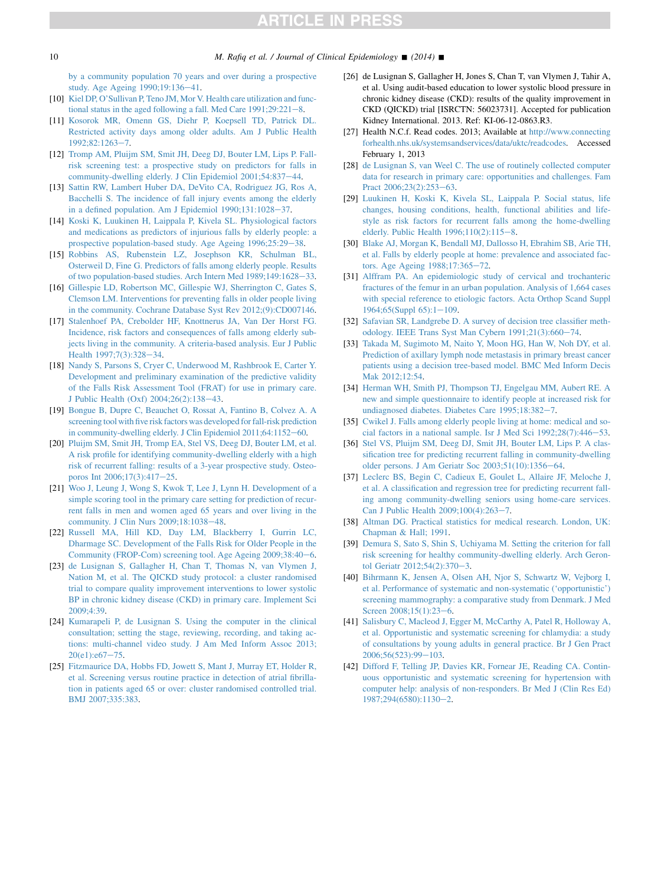by a community population 70 years and over during a prospective study. Age Ageing 1990;19:136–41.

[10] Kiel DP, O'Sullivan P, Teno JM, Mor V. Health care utilization and functional status in the aged following a fall. Med Care 1991;29:221–8.

[11] Kosorok MR, Omenn GS, Diehr P, Koepsell TD, Patrick DL. Restricted activity days among older adults. Am J Public Health 1992;82:1263–7.

[12] Tromp AM, Pluijm SM, Smit JH, Deeg DJ, Bouter LM, Lips P. Fall-risk screening test: a prospective study on predictors for falls in community-dwelling elderly. J Clin Epidemiol 2001;54:837–44.

[13] Sattin RW, Lambert Huber DA, DeVito CA, Rodriguez JG, Ros A, Bacchelli S. The incidence of fall injury events among the elderly in a defined population. Am J Epidemiol 1990;131:1028–37.

[14] Koski K, Luukinen H, Laippala P, Kivela SL. Physiological factors and medications as predictors of injurious falls by elderly people: a prospective population-based study. Age Ageing 1996;25:29–38.

[15] Robbins AS, Rubenstein LZ, Josephson KR, Schulman BL, Osterweil D, Fine G. Predictors of falls among elderly people. Results of two population-based studies. Arch Intern Med 1989;149:1628–33.

[16] Gillespie LD, Robertson MC, Gillespie WJ, Sherrington C, Gates S, Clemson LM. Interventions for preventing falls in older people living in the community. Cochrane Database Syst Rev 2012;(9):CD007146.

[17] Stalenhoef PA, Crebolder HF, Knottnerus JA, Van Der Horst FG. Incidence, risk factors and consequences of falls among elderly subjects living in the community. A criteria-based analysis. Eur J Public Health 1997;7(3):328–34.

[18] Nandy S, Parsons S, Cryer C, Underwood M, Rashbrook E, Carter Y. Development and preliminary examination of the predictive validity of the Falls Risk Assessment Tool (FRAT) for use in primary care. J Public Health (Oxf) 2004;26(2):138–43.

[19] Bongue B, Dupre C, Beauchet O, Rossat A, Fantino B, Colvez A. A screening tool with five risk factors was developed for fall-risk prediction in community-dwelling elderly. J Clin Epidemiol 2011;64:1152–60.

[20] Pluijm SM, Smit JH, Tromp EA, Stel VS, Deeg DJ, Bouter LM, et al. A risk profile for identifying community-dwelling elderly with a high risk of recurrent falling: results of a 3-year prospective study. Osteoporos Int 2006;17(3):417–25.

[21] Woo J, Leung J, Wong S, Kwok T, Lee J, Lynn H. Development of a simple scoring tool in the primary care setting for prediction of recurrent falls in men and women aged 65 years and over living in the community. J Clin Nurs 2009;18:1038–48.

[22] Russell MA, Hill KD, Day LM, Blackberry I, Gurrin LC, Dharmage SC. Development of the Falls Risk for Older People in the Community (FROP-Com) screening tool. Age Ageing 2009;38:40–6.

[23] de Lusignan S, Gallagher H, Chan T, Thomas N, van Vlymen J, Nation M, et al. The QICKD study protocol: a cluster randomised trial to compare quality improvement interventions to lower systolic BP in chronic kidney disease (CKD) in primary care. Implement Sci 2009;4:39.

[24] Kumarapeli P, de Lusignan S. Using the computer in the clinical consultation; setting the stage, reviewing, recording, and taking actions: multi-channel video study. J Am Med Inform Assoc 2013;20(e1):e67–75.

[25] Fitzmaurice DA, Hobbs FD, Jowett S, Mant J, Murray ET, Holder R, et al. Screening versus routine practice in detection of atrial fibrillation in patients aged 65 or over: cluster randomised controlled trial. BMJ 2007;335:383.

[26] de Lusignan S, Gallagher H, Jones S, Chan T, van Vlymen J, Tahir A, et al. Using audit-based education to lower systolic blood pressure in chronic kidney disease (CKD): results of the quality improvement in CKD (QICKD) trial [ISRCTN: 56023731]. Accepted for publication Kidney International. 2013. Ref: KI-06-12-0863.R3.

[27] Health N.C.f. Read codes. 2013; Available at http://www.connectingforhealth.nhs.uk/systemsandservices/data/uktc/readcodes. Accessed February 1, 2013

[28] de Lusignan S, van Weel C. The use of routinely collected computer data for research in primary care: opportunities and challenges. Fam Pract 2006;23(2):253–63.

[29] Luukinen H, Koski K, Kivela SL, Laippala P. Social status, life changes, housing conditions, health, functional abilities and life-style as risk factors for recurrent falls among the home-dwelling elderly. Public Health 1996;110(2):115–8.

[30] Blake AJ, Morgan K, Bendall MJ, Dallosso H, Ebrahim SB, Arie TH, et al. Falls by elderly people at home: prevalence and associated factors. Age Ageing 1988;17:365–72.

[31] Alffram PA. An epidemiologic study of cervical and trochanteric fractures of the femur in an urban population. Analysis of 1,664 cases with special reference to etiologic factors. Acta Orthop Scand Suppl 1964;65(Suppl 65):1–109.

[32] Safavian SR, Landgrebe D. A survey of decision tree classifier methodology. IEEE Trans Syst Man Cybern 1991;21(3):660–74.

[33] Takada M, Sugimoto M, Naito Y, Moon HG, Han W, Noh DY, et al. Prediction of axillary lymph node metastasis in primary breast cancer patients using a decision tree-based model. BMC Med Inform Decis Mak 2012;12:54.

[34] Herman WH, Smith PJ, Thompson TJ, Engelgau MM, Aubert RE. A new and simple questionnaire to identify people at increased risk for undiagnosed diabetes. Diabetes Care 1995;18:382–7.

[35] Cwikel J. Falls among elderly people living at home: medical and social factors in a national sample. Isr J Med Sci 1992;28(7):446–53.

[36] Stel VS, Pluijm SM, Deeg DJ, Smit JH, Bouter LM, Lips P. A classification tree for predicting recurrent falling in community-dwelling older persons. J Am Geriatr Soc 2003;51(10):1356–64.

[37] Leclerc BS, Begin C, Cadieux E, Goulet L, Allaire JF, Meloche J, et al. A classification and regression tree for predicting recurrent falling among community-dwelling seniors using home-care services. Can J Public Health 2009;100(4):263–7.

[38] Altman DG. Practical statistics for medical research. London, UK: Chapman & Hall; 1991.

[39] Demura S, Sato S, Shin S, Uchiyama M. Setting the criterion for fall risk screening for healthy community-dwelling elderly. Arch Gerontol Geriatr 2012;54(2):370–3.

[40] Bihrmann K, Jensen A, Olsen AH, Njor S, Schwartz W, Vejborg I, et al. Performance of systematic and non-systematic ('opportunistic') screening mammography: a comparative study from Denmark. J Med Screen 2008;15(1):23–6.

[41] Salisbury C, Macleod J, Egger M, McCarthy A, Patel R, Holloway A, et al. Opportunistic and systematic screening for chlamydia: a study of consultations by young adults in general practice. Br J Gen Pract 2006;56(523):99–103.

[42] Difford F, Telling JP, Davies KR, Fornear JE, Reading CA. Continuous opportunistic and systematic screening for hypertension with computer help: analysis of non-responders. Br Med J (Clin Res Ed) 1987;294(6580):1130–2.